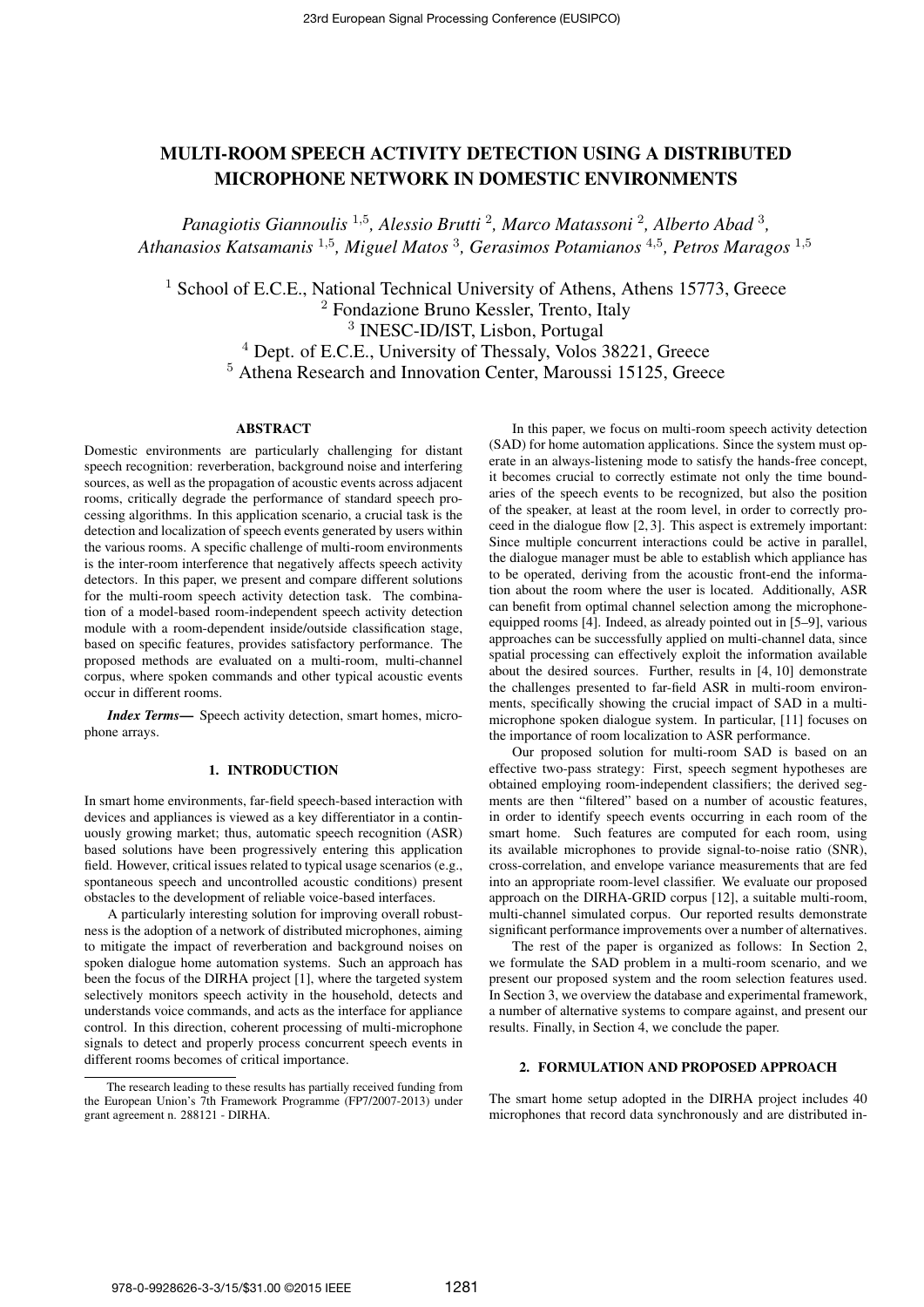# MULTI-ROOM SPEECH ACTIVITY DETECTION USING A DISTRIBUTED MICROPHONE NETWORK IN DOMESTIC ENVIRONMENTS

*Panagiotis Giannoulis* [1,5], *Alessio Brutti* [2], *Marco Matassoni* [2], *Alberto Abad* [3], *Athanasios Katsamanis* [1,5], *Miguel Matos* [3], *Gerasimos Potamianos* [4,5], *Petros Maragos* [1,5]

[1] School of E.C.E., National Technical University of Athens, Athens 15773, Greece
[2] Fondazione Bruno Kessler, Trento, Italy
[3] INESC-ID/IST, Lisbon, Portugal
[4] Dept. of E.C.E., University of Thessaly, Volos 38221, Greece
[5] Athena Research and Innovation Center, Maroussi 15125, Greece

## ABSTRACT

Domestic environments are particularly challenging for distant speech recognition: reverberation, background noise and interfering sources, as well as the propagation of acoustic events across adjacent rooms, critically degrade the performance of standard speech processing algorithms. In this application scenario, a crucial task is the detection and localization of speech events generated by users within the various rooms. A specific challenge of multi-room environments is the inter-room interference that negatively affects speech activity detectors. In this paper, we present and compare different solutions for the multi-room speech activity detection task. The combination of a model-based room-independent speech activity detection module with a room-dependent inside/outside classification stage, based on specific features, provides satisfactory performance. The proposed methods are evaluated on a multi-room, multi-channel corpus, where spoken commands and other typical acoustic events occur in different rooms.

***Index Terms*—** Speech activity detection, smart homes, microphone arrays.

## 1. INTRODUCTION

In smart home environments, far-field speech-based interaction with devices and appliances is viewed as a key differentiator in a continuously growing market; thus, automatic speech recognition (ASR) based solutions have been progressively entering this application field. However, critical issues related to typical usage scenarios (e.g., spontaneous speech and uncontrolled acoustic conditions) present obstacles to the development of reliable voice-based interfaces.

A particularly interesting solution for improving overall robustness is the adoption of a network of distributed microphones, aiming to mitigate the impact of reverberation and background noises on spoken dialogue home automation systems. Such an approach has been the focus of the DIRHA project [1], where the targeted system selectively monitors speech activity in the household, detects and understands voice commands, and acts as the interface for appliance control. In this direction, coherent processing of multi-microphone signals to detect and properly process concurrent speech events in different rooms becomes of critical importance.

In this paper, we focus on multi-room speech activity detection (SAD) for home automation applications. Since the system must operate in an always-listening mode to satisfy the hands-free concept, it becomes crucial to correctly estimate not only the time boundaries of the speech events to be recognized, but also the position of the speaker, at least at the room level, in order to correctly proceed in the dialogue flow [2, 3]. This aspect is extremely important: Since multiple concurrent interactions could be active in parallel, the dialogue manager must be able to establish which appliance has to be operated, deriving from the acoustic front-end the information about the room where the user is located. Additionally, ASR can benefit from optimal channel selection among the microphone-equipped rooms [4]. Indeed, as already pointed out in [5–9], various approaches can be successfully applied on multi-channel data, since spatial processing can effectively exploit the information available about the desired sources. Further, results in [4, 10] demonstrate the challenges presented to far-field ASR in multi-room environments, specifically showing the crucial impact of SAD in a multi-microphone spoken dialogue system. In particular, [11] focuses on the importance of room localization to ASR performance.

Our proposed solution for multi-room SAD is based on an effective two-pass strategy: First, speech segment hypotheses are obtained employing room-independent classifiers; the derived segments are then "filtered" based on a number of acoustic features, in order to identify speech events occurring in each room of the smart home. Such features are computed for each room, using its available microphones to provide signal-to-noise ratio (SNR), cross-correlation, and envelope variance measurements that are fed into an appropriate room-level classifier. We evaluate our proposed approach on the DIRHA-GRID corpus [12], a suitable multi-room, multi-channel simulated corpus. Our reported results demonstrate significant performance improvements over a number of alternatives.

The rest of the paper is organized as follows: In Section 2, we formulate the SAD problem in a multi-room scenario, and we present our proposed system and the room selection features used. In Section 3, we overview the database and experimental framework, a number of alternative systems to compare against, and present our results. Finally, in Section 4, we conclude the paper.

## 2. FORMULATION AND PROPOSED APPROACH

The smart home setup adopted in the DIRHA project includes 40 microphones that record data synchronously and are distributed in-

The research leading to these results has partially received funding from the European Union's 7th Framework Programme (FP7/2007-2013) under grant agreement n. 288121 - DIRHA.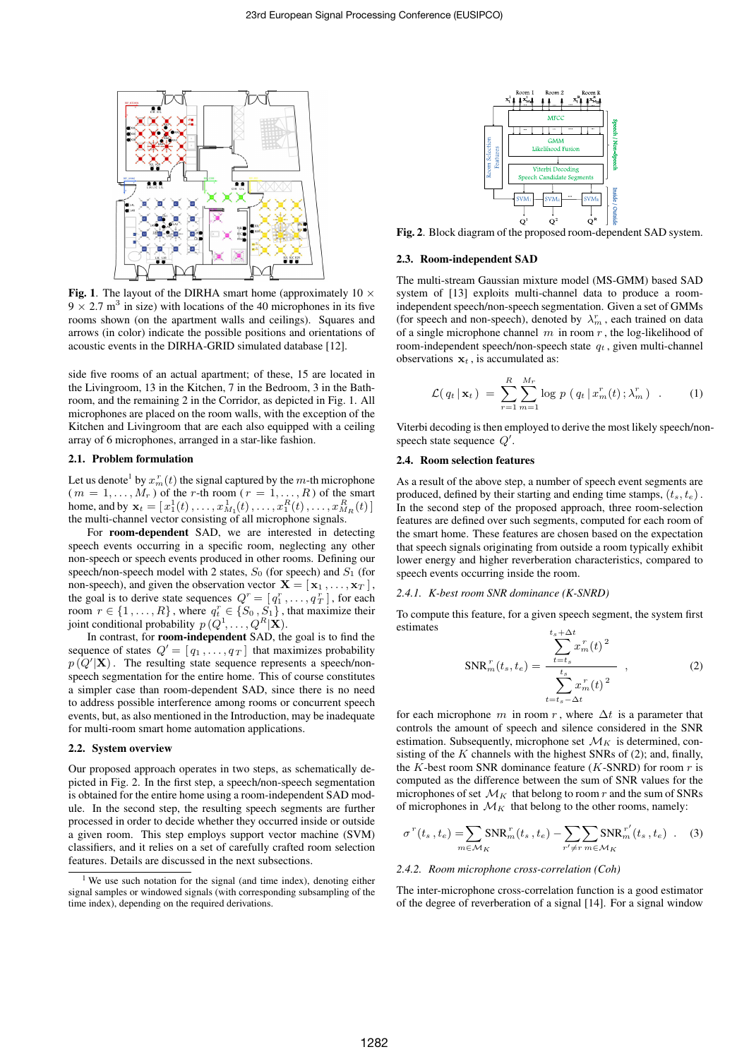**Fig. 1**. The layout of the DIRHA smart home (approximately 10 × 9 × 2.7 m$^3$ in size) with locations of the 40 microphones in its five rooms shown (on the apartment walls and ceilings). Squares and arrows (in color) indicate the possible positions and orientations of acoustic events in the DIRHA-GRID simulated database [12].

side five rooms of an actual apartment; of these, 15 are located in the Livingroom, 13 in the Kitchen, 7 in the Bedroom, 3 in the Bathroom, and the remaining 2 in the Corridor, as depicted in Fig. 1. All microphones are placed on the room walls, with the exception of the Kitchen and Livingroom that are each also equipped with a ceiling array of 6 microphones, arranged in a star-like fashion.

### 2.1. Problem formulation

Let us denote[1] by $x_m^r(t)$ the signal captured by the $m$-th microphone ($m = 1, \ldots, M_r$) of the $r$-th room ($r = 1, \ldots, R$) of the smart home, and by $\mathbf{x}_t = [x_1^1(t), \ldots, x_{M_1}^1(t), \ldots, x_1^R(t), \ldots, x_{M_R}^R(t)]$ the multi-channel vector consisting of all microphone signals.

For **room-dependent** SAD, we are interested in detecting speech events occurring in a specific room, neglecting any other non-speech or speech events produced in other rooms. Defining our speech/non-speech model with 2 states, $S_0$ (for speech) and $S_1$ (for non-speech), and given the observation vector $\mathbf{X} = [\mathbf{x}_1, \ldots, \mathbf{x}_T]$, the goal is to derive state sequences $Q^r = [q_1^r, \ldots, q_T^r]$, for each room $r \in \{1, \ldots, R\}$, where $q_t^r \in \{S_0, S_1\}$, that maximize their joint conditional probability $p\,(Q^1, \ldots, Q^R|\mathbf{X})$.

In contrast, for **room-independent** SAD, the goal is to find the sequence of states $Q' = [q_1, \ldots, q_T]$ that maximizes probability $p\,(Q'|\mathbf{X})$. The resulting state sequence represents a speech/non-speech segmentation for the entire home. This of course constitutes a simpler case than room-dependent SAD, since there is no need to address possible interference among rooms or concurrent speech events, but, as also mentioned in the Introduction, may be inadequate for multi-room smart home automation applications.

### 2.2. System overview

Our proposed approach operates in two steps, as schematically depicted in Fig. 2. In the first step, a speech/non-speech segmentation is obtained for the entire home using a room-independent SAD module. In the second step, the resulting speech segments are further processed in order to decide whether they occurred inside or outside a given room. This step employs support vector machine (SVM) classifiers, and it relies on a set of carefully crafted room selection features. Details are discussed in the next subsections.

[1] We use such notation for the signal (and time index), denoting either signal samples or windowed signals (with corresponding subsampling of the time index), depending on the required derivations.

**Fig. 2**. Block diagram of the proposed room-dependent SAD system.

### 2.3. Room-independent SAD

The multi-stream Gaussian mixture model (MS-GMM) based SAD system of [13] exploits multi-channel data to produce a room-independent speech/non-speech segmentation. Given a set of GMMs (for speech and non-speech), denoted by $\lambda_m^r$, each trained on data of a single microphone channel $m$ in room $r$, the log-likelihood of room-independent speech/non-speech state $q_t$, given multi-channel observations $\mathbf{x}_t$, is accumulated as:

$$\mathcal{L}(\,q_t\,|\,\mathbf{x}_t\,) \;=\; \sum_{r=1}^{R} \sum_{m=1}^{M_r} \log\, p\,(\,q_t\,|\,x_m^r(t)\,;\lambda_m^r\,) \quad . \qquad (1)$$

Viterbi decoding is then employed to derive the most likely speech/non-speech state sequence $Q'$.

### 2.4. Room selection features

As a result of the above step, a number of speech event segments are produced, defined by their starting and ending time stamps, $(t_s, t_e)$. In the second step of the proposed approach, three room-selection features are defined over such segments, computed for each room of the smart home. These features are chosen based on the expectation that speech signals originating from outside a room typically exhibit lower energy and higher reverberation characteristics, compared to speech events occurring inside the room.

#### 2.4.1. K-best room SNR dominance (K-SNRD)

To compute this feature, for a given speech segment, the system first estimates

$$\mathrm{SNR}_m^r(t_s, t_e) = \frac{\displaystyle\sum_{t=t_s}^{t_s+\Delta t} x_m^r(t)^2}{\displaystyle\sum_{t=t_s-\Delta t}^{t_s} x_m^r(t)^2} \quad , \qquad (2)$$

for each microphone $m$ in room $r$, where $\Delta t$ is a parameter that controls the amount of speech and silence considered in the SNR estimation. Subsequently, microphone set $\mathcal{M}_K$ is determined, consisting of the $K$ channels with the highest SNRs of (2); and, finally, the $K$-best room SNR dominance feature ($K$-SNRD) for room $r$ is computed as the difference between the sum of SNR values for the microphones of set $\mathcal{M}_K$ that belong to room $r$ and the sum of SNRs of microphones in $\mathcal{M}_K$ that belong to the other rooms, namely:

$$\sigma^r(t_s, t_e) = \sum_{m \in \mathcal{M}_K} \mathrm{SNR}_m^r(t_s, t_e) - \sum_{r' \neq r} \sum_{m \in \mathcal{M}_K} \mathrm{SNR}_m^{r'}(t_s, t_e) \quad . \qquad (3)$$

#### 2.4.2. Room microphone cross-correlation (Coh)

The inter-microphone cross-correlation function is a good estimator of the degree of reverberation of a signal [14]. For a signal window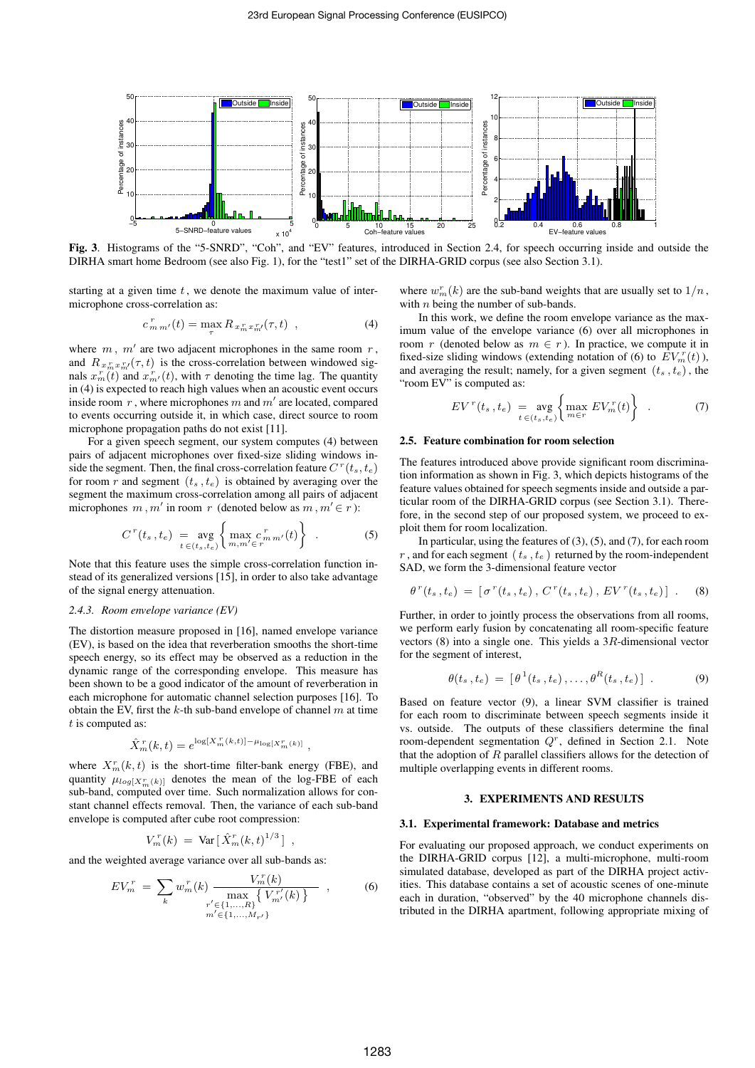**Fig. 3**. Histograms of the "5-SNRD", "Coh", and "EV" features, introduced in Section 2.4, for speech occurring inside and outside the DIRHA smart home Bedroom (see also Fig. 1), for the "test1" set of the DIRHA-GRID corpus (see also Section 3.1).

starting at a given time $t$, we denote the maximum value of inter-microphone cross-correlation as:

$$c^{\,r}_{m\,m'}(t) = \max_{\tau} R_{x^r_m x^r_{m'}}(\tau, t) \quad , \tag{4}$$

where $m$, $m'$ are two adjacent microphones in the same room $r$, and $R_{x^r_m x^r_{m'}}(\tau, t)$ is the cross-correlation between windowed signals $x^r_m(t)$ and $x^r_{m'}(t)$, with $\tau$ denoting the time lag. The quantity in (4) is expected to reach high values when an acoustic event occurs inside room $r$, where microphones $m$ and $m'$ are located, compared to events occurring outside it, in which case, direct source to room microphone propagation paths do not exist [11].

For a given speech segment, our system computes (4) between pairs of adjacent microphones over fixed-size sliding windows inside the segment. Then, the final cross-correlation feature $C^{\,r}(t_s, t_e)$ for room $r$ and segment $(t_s, t_e)$ is obtained by averaging over the segment the maximum cross-correlation among all pairs of adjacent microphones $m, m'$ in room $r$ (denoted below as $m, m' \in r$):

$$C^{\,r}(t_s, t_e) \;=\; \operatorname*{avg}_{t \in (t_s, t_e)} \left\{ \max_{m, m' \in r} c^{\,r}_{m\,m'}(t) \right\} \quad . \tag{5}$$

Note that this feature uses the simple cross-correlation function instead of its generalized versions [15], in order to also take advantage of the signal energy attenuation.

#### 2.4.3. Room envelope variance (EV)

The distortion measure proposed in [16], named envelope variance (EV), is based on the idea that reverberation smooths the short-time speech energy, so its effect may be observed as a reduction in the dynamic range of the corresponding envelope. This measure has been shown to be a good indicator of the amount of reverberation in each microphone for automatic channel selection purposes [16]. To obtain the EV, first the $k$-th sub-band envelope of channel $m$ at time $t$ is computed as:

$$\hat{X}^r_m(k, t) = e^{\log[X^r_m(k,t)] - \mu_{\log[X^r_m(k)]}} \;,$$

where $X^r_m(k, t)$ is the short-time filter-bank energy (FBE), and quantity $\mu_{log[X^r_m(k)]}$ denotes the mean of the log-FBE of each sub-band, computed over time. Such normalization allows for constant channel effects removal. Then, the variance of each sub-band envelope is computed after cube root compression:

$$V^{\,r}_m(k) \;=\; \mathrm{Var}\,[\,\hat{X}^r_m(k, t)^{1/3}\,] \;,$$

and the weighted average variance over all sub-bands as:

$$EV^{\,r}_m \;=\; \sum_k w^r_m(k)\, \frac{V^{\,r}_m(k)}{\displaystyle\max_{\substack{r' \in \{1,\ldots,R\} \\ m' \in \{1,\ldots,M_{r'}\}}} \left\{ V^{\,r'}_{m'}(k) \right\}} \quad , \tag{6}$$

where $w^r_m(k)$ are the sub-band weights that are usually set to $1/n$, with $n$ being the number of sub-bands.

In this work, we define the room envelope variance as the maximum value of the envelope variance (6) over all microphones in room $r$ (denoted below as $m \in r$). In practice, we compute it in fixed-size sliding windows (extending notation of (6) to $EV^{\,r}_m(t)$), and averaging the result; namely, for a given segment $(t_s, t_e)$, the "room EV" is computed as:

$$EV^{\,r}(t_s, t_e) \;=\; \operatorname*{avg}_{t \in (t_s, t_e)} \left\{ \max_{m \in r} EV^{\,r}_m(t) \right\} \quad . \tag{7}$$

### 2.5. Feature combination for room selection

The features introduced above provide significant room discrimination information as shown in Fig. 3, which depicts histograms of the feature values obtained for speech segments inside and outside a particular room of the DIRHA-GRID corpus (see Section 3.1). Therefore, in the second step of our proposed system, we proceed to exploit them for room localization.

In particular, using the features of (3), (5), and (7), for each room $r$, and for each segment $(t_s, t_e)$ returned by the room-independent SAD, we form the 3-dimensional feature vector

$$\theta^{\,r}(t_s, t_e) \;=\; [\,\sigma^{\,r}(t_s, t_e)\,,\, C^{\,r}(t_s, t_e)\,,\, EV^{\,r}(t_s, t_e)\,] \quad . \tag{8}$$

Further, in order to jointly process the observations from all rooms, we perform early fusion by concatenating all room-specific feature vectors (8) into a single one. This yields a $3R$-dimensional vector for the segment of interest,

$$\theta(t_s, t_e) \;=\; [\,\theta^{\,1}(t_s, t_e)\,, \ldots, \theta^{\,R}(t_s, t_e)\,] \quad . \tag{9}$$

Based on feature vector (9), a linear SVM classifier is trained for each room to discriminate between speech segments inside it vs. outside. The outputs of these classifiers determine the final room-dependent segmentation $Q^r$, defined in Section 2.1. Note that the adoption of $R$ parallel classifiers allows for the detection of multiple overlapping events in different rooms.

## 3. EXPERIMENTS AND RESULTS

### 3.1. Experimental framework: Database and metrics

For evaluating our proposed approach, we conduct experiments on the DIRHA-GRID corpus [12], a multi-microphone, multi-room simulated database, developed as part of the DIRHA project activities. This database contains a set of acoustic scenes of one-minute each in duration, "observed" by the 40 microphone channels distributed in the DIRHA apartment, following appropriate mixing of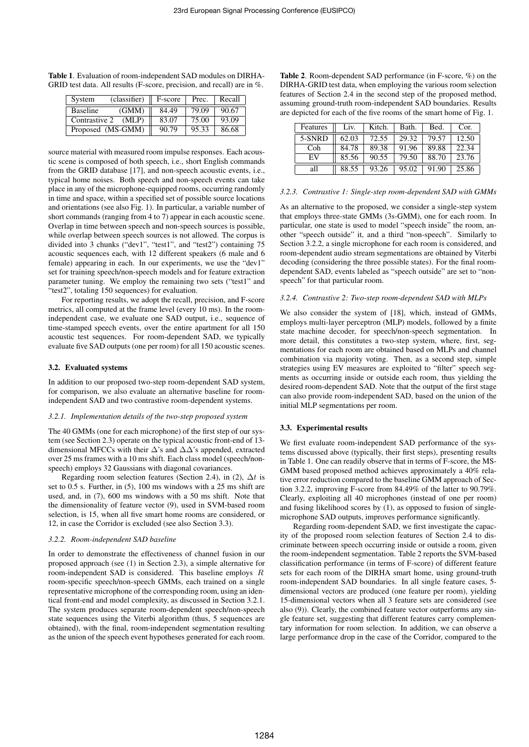**Table 1**. Evaluation of room-independent SAD modules on DIRHA-GRID test data. All results (F-score, precision, and recall) are in %.

| System (classifier) | F-score | Prec. | Recall |
|---|---|---|---|
| Baseline (GMM) | 84.49 | 79.09 | 90.67 |
| Contrastive 2 (MLP) | 83.07 | 75.00 | 93.09 |
| Proposed (MS-GMM) | 90.79 | 95.33 | 86.68 |

source material with measured room impulse responses. Each acoustic scene is composed of both speech, i.e., short English commands from the GRID database [17], and non-speech acoustic events, i.e., typical home noises. Both speech and non-speech events can take place in any of the microphone-equipped rooms, occurring randomly in time and space, within a specified set of possible source locations and orientations (see also Fig. 1). In particular, a variable number of short commands (ranging from 4 to 7) appear in each acoustic scene. Overlap in time between speech and non-speech sources is possible, while overlap between speech sources is not allowed. The corpus is divided into 3 chunks ("dev1", "test1", and "test2") containing 75 acoustic sequences each, with 12 different speakers (6 male and 6 female) appearing in each. In our experiments, we use the "dev1" set for training speech/non-speech models and for feature extraction parameter tuning. We employ the remaining two sets ("test1" and "test2", totaling 150 sequences) for evaluation.

For reporting results, we adopt the recall, precision, and F-score metrics, all computed at the frame level (every 10 ms). In the room-independent case, we evaluate one SAD output, i.e., sequence of time-stamped speech events, over the entire apartment for all 150 acoustic test sequences. For room-dependent SAD, we typically evaluate five SAD outputs (one per room) for all 150 acoustic scenes.

### 3.2. Evaluated systems

In addition to our proposed two-step room-dependent SAD system, for comparison, we also evaluate an alternative baseline for room-independent SAD and two contrastive room-dependent systems.

#### *3.2.1. Implementation details of the two-step proposed system*

The 40 GMMs (one for each microphone) of the first step of our system (see Section 2.3) operate on the typical acoustic front-end of 13-dimensional MFCCs with their $\Delta$'s and $\Delta\Delta$'s appended, extracted over 25 ms frames with a 10 ms shift. Each class model (speech/non-speech) employs 32 Gaussians with diagonal covariances.

Regarding room selection features (Section 2.4), in (2), $\Delta t$ is set to 0.5 s. Further, in (5), 100 ms windows with a 25 ms shift are used, and, in (7), 600 ms windows with a 50 ms shift. Note that the dimensionality of feature vector (9), used in SVM-based room selection, is 15, when all five smart home rooms are considered, or 12, in case the Corridor is excluded (see also Section 3.3).

#### *3.2.2. Room-independent SAD baseline*

In order to demonstrate the effectiveness of channel fusion in our proposed approach (see (1) in Section 2.3), a simple alternative for room-independent SAD is considered. This baseline employs $R$ room-specific speech/non-speech GMMs, each trained on a single representative microphone of the corresponding room, using an identical front-end and model complexity, as discussed in Section 3.2.1. The system produces separate room-dependent speech/non-speech state sequences using the Viterbi algorithm (thus, 5 sequences are obtained), with the final, room-independent segmentation resulting as the union of the speech event hypotheses generated for each room.

**Table 2**. Room-dependent SAD performance (in F-score, %) on the DIRHA-GRID test data, when employing the various room selection features of Section 2.4 in the second step of the proposed method, assuming ground-truth room-independent SAD boundaries. Results are depicted for each of the five rooms of the smart home of Fig. 1.

| Features | Liv. | Kitch. | Bath. | Bed. | Cor. |
|---|---|---|---|---|---|
| 5-SNRD | 62.03 | 72.55 | 29.32 | 79.57 | 12.50 |
| Coh | 84.78 | 89.38 | 91.96 | 89.88 | 22.34 |
| EV | 85.56 | 90.55 | 79.50 | 88.70 | 23.76 |
| all | 88.55 | 93.26 | 95.02 | 91.90 | 25.86 |

#### *3.2.3. Contrastive 1: Single-step room-dependent SAD with GMMs*

As an alternative to the proposed, we consider a single-step system that employs three-state GMMs (3s-GMM), one for each room. In particular, one state is used to model "speech inside" the room, another "speech outside" it, and a third "non-speech". Similarly to Section 3.2.2, a single microphone for each room is considered, and room-dependent audio stream segmentations are obtained by Viterbi decoding (considering the three possible states). For the final room-dependent SAD, events labeled as "speech outside" are set to "non-speech" for that particular room.

#### *3.2.4. Contrastive 2: Two-step room-dependent SAD with MLPs*

We also consider the system of [18], which, instead of GMMs, employs multi-layer perceptron (MLP) models, followed by a finite state machine decoder, for speech/non-speech segmentation. In more detail, this constitutes a two-step system, where, first, segmentations for each room are obtained based on MLPs and channel combination via majority voting. Then, as a second step, simple strategies using EV measures are exploited to "filter" speech segments as occurring inside or outside each room, thus yielding the desired room-dependent SAD. Note that the output of the first stage can also provide room-independent SAD, based on the union of the initial MLP segmentations per room.

### 3.3. Experimental results

We first evaluate room-independent SAD performance of the systems discussed above (typically, their first steps), presenting results in Table 1. One can readily observe that in terms of F-score, the MS-GMM based proposed method achieves approximately a 40% relative error reduction compared to the baseline GMM approach of Section 3.2.2, improving F-score from 84.49% of the latter to 90.79%. Clearly, exploiting all 40 microphones (instead of one per room) and fusing likelihood scores by (1), as opposed to fusion of single-microphone SAD outputs, improves performance significantly.

Regarding room-dependent SAD, we first investigate the capacity of the proposed room selection features of Section 2.4 to discriminate between speech occurring inside or outside a room, given the room-independent segmentation. Table 2 reports the SVM-based classification performance (in terms of F-score) of different feature sets for each room of the DIRHA smart home, using ground-truth room-independent SAD boundaries. In all single feature cases, 5-dimensional vectors are produced (one feature per room), yielding 15-dimensional vectors when all 3 feature sets are considered (see also (9)). Clearly, the combined feature vector outperforms any single feature set, suggesting that different features carry complementary information for room selection. In addition, we can observe a large performance drop in the case of the Corridor, compared to the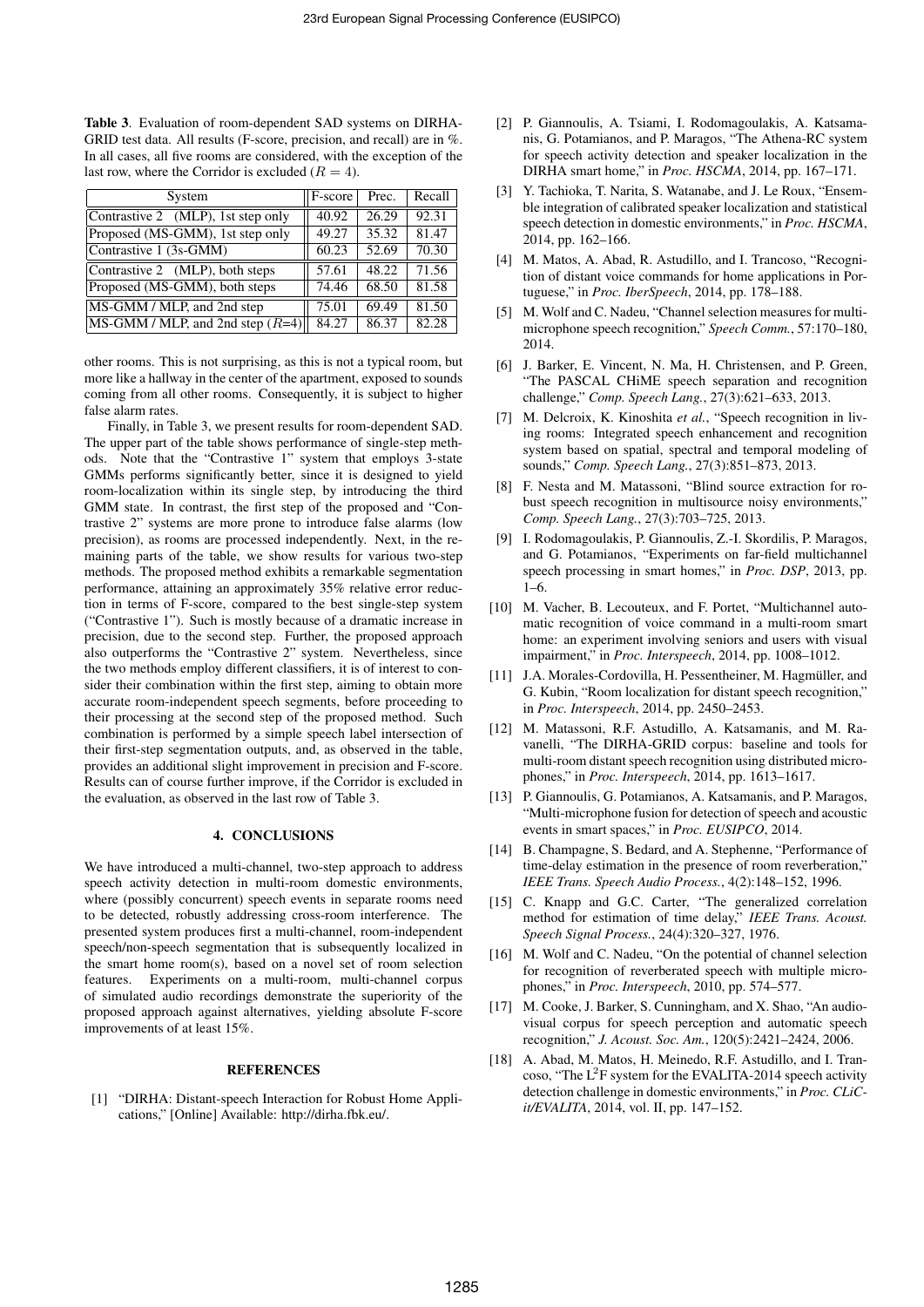**Table 3**. Evaluation of room-dependent SAD systems on DIRHA-GRID test data. All results (F-score, precision, and recall) are in %. In all cases, all five rooms are considered, with the exception of the last row, where the Corridor is excluded ($R = 4$).

| System | F-score | Prec. | Recall |
|---|---|---|---|
| Contrastive 2 (MLP), 1st step only | 40.92 | 26.29 | 92.31 |
| Proposed (MS-GMM), 1st step only | 49.27 | 35.32 | 81.47 |
| Contrastive 1 (3s-GMM) | 60.23 | 52.69 | 70.30 |
| Contrastive 2 (MLP), both steps | 57.61 | 48.22 | 71.56 |
| Proposed (MS-GMM), both steps | 74.46 | 68.50 | 81.58 |
| MS-GMM / MLP, and 2nd step | 75.01 | 69.49 | 81.50 |
| MS-GMM / MLP, and 2nd step ($R$=4) | 84.27 | 86.37 | 82.28 |

other rooms. This is not surprising, as this is not a typical room, but more like a hallway in the center of the apartment, exposed to sounds coming from all other rooms. Consequently, it is subject to higher false alarm rates.

Finally, in Table 3, we present results for room-dependent SAD. The upper part of the table shows performance of single-step methods. Note that the "Contrastive 1" system that employs 3-state GMMs performs significantly better, since it is designed to yield room-localization within its single step, by introducing the third GMM state. In contrast, the first step of the proposed and "Contrastive 2" systems are more prone to introduce false alarms (low precision), as rooms are processed independently. Next, in the remaining parts of the table, we show results for various two-step methods. The proposed method exhibits a remarkable segmentation performance, attaining an approximately 35% relative error reduction in terms of F-score, compared to the best single-step system ("Contrastive 1"). Such is mostly because of a dramatic increase in precision, due to the second step. Further, the proposed approach also outperforms the "Contrastive 2" system. Nevertheless, since the two methods employ different classifiers, it is of interest to consider their combination within the first step, aiming to obtain more accurate room-independent speech segments, before proceeding to their processing at the second step of the proposed method. Such combination is performed by a simple speech label intersection of their first-step segmentation outputs, and, as observed in the table, provides an additional slight improvement in precision and F-score. Results can of course further improve, if the Corridor is excluded in the evaluation, as observed in the last row of Table 3.

## 4. CONCLUSIONS

We have introduced a multi-channel, two-step approach to address speech activity detection in multi-room domestic environments, where (possibly concurrent) speech events in separate rooms need to be detected, robustly addressing cross-room interference. The presented system produces first a multi-channel, room-independent speech/non-speech segmentation that is subsequently localized in the smart home room(s), based on a novel set of room selection features. Experiments on a multi-room, multi-channel corpus of simulated audio recordings demonstrate the superiority of the proposed approach against alternatives, yielding absolute F-score improvements of at least 15%.

## REFERENCES

[1] "DIRHA: Distant-speech Interaction for Robust Home Applications," [Online] Available: http://dirha.fbk.eu/.

[2] P. Giannoulis, A. Tsiami, I. Rodomagoulakis, A. Katsamanis, G. Potamianos, and P. Maragos, "The Athena-RC system for speech activity detection and speaker localization in the DIRHA smart home," in *Proc. HSCMA*, 2014, pp. 167–171.

[3] Y. Tachioka, T. Narita, S. Watanabe, and J. Le Roux, "Ensemble integration of calibrated speaker localization and statistical speech detection in domestic environments," in *Proc. HSCMA*, 2014, pp. 162–166.

[4] M. Matos, A. Abad, R. Astudillo, and I. Trancoso, "Recognition of distant voice commands for home applications in Portuguese," in *Proc. IberSpeech*, 2014, pp. 178–188.

[5] M. Wolf and C. Nadeu, "Channel selection measures for multi-microphone speech recognition," *Speech Comm.*, 57:170–180, 2014.

[6] J. Barker, E. Vincent, N. Ma, H. Christensen, and P. Green, "The PASCAL CHiME speech separation and recognition challenge," *Comp. Speech Lang.*, 27(3):621–633, 2013.

[7] M. Delcroix, K. Kinoshita *et al.*, "Speech recognition in living rooms: Integrated speech enhancement and recognition system based on spatial, spectral and temporal modeling of sounds," *Comp. Speech Lang.*, 27(3):851–873, 2013.

[8] F. Nesta and M. Matassoni, "Blind source extraction for robust speech recognition in multisource noisy environments," *Comp. Speech Lang.*, 27(3):703–725, 2013.

[9] I. Rodomagoulakis, P. Giannoulis, Z.-I. Skordilis, P. Maragos, and G. Potamianos, "Experiments on far-field multichannel speech processing in smart homes," in *Proc. DSP*, 2013, pp. 1–6.

[10] M. Vacher, B. Lecouteux, and F. Portet, "Multichannel automatic recognition of voice command in a multi-room smart home: an experiment involving seniors and users with visual impairment," in *Proc. Interspeech*, 2014, pp. 1008–1012.

[11] J.A. Morales-Cordovilla, H. Pessentheiner, M. Hagmüller, and G. Kubin, "Room localization for distant speech recognition," in *Proc. Interspeech*, 2014, pp. 2450–2453.

[12] M. Matassoni, R.F. Astudillo, A. Katsamanis, and M. Ravanelli, "The DIRHA-GRID corpus: baseline and tools for multi-room distant speech recognition using distributed microphones," in *Proc. Interspeech*, 2014, pp. 1613–1617.

[13] P. Giannoulis, G. Potamianos, A. Katsamanis, and P. Maragos, "Multi-microphone fusion for detection of speech and acoustic events in smart spaces," in *Proc. EUSIPCO*, 2014.

[14] B. Champagne, S. Bedard, and A. Stephenne, "Performance of time-delay estimation in the presence of room reverberation," *IEEE Trans. Speech Audio Process.*, 4(2):148–152, 1996.

[15] C. Knapp and G.C. Carter, "The generalized correlation method for estimation of time delay," *IEEE Trans. Acoust. Speech Signal Process.*, 24(4):320–327, 1976.

[16] M. Wolf and C. Nadeu, "On the potential of channel selection for recognition of reverberated speech with multiple microphones," in *Proc. Interspeech*, 2010, pp. 574–577.

[17] M. Cooke, J. Barker, S. Cunningham, and X. Shao, "An audio-visual corpus for speech perception and automatic speech recognition," *J. Acoust. Soc. Am.*, 120(5):2421–2424, 2006.

[18] A. Abad, M. Matos, H. Meinedo, R.F. Astudillo, and I. Trancoso, "The L$^2$F system for the EVALITA-2014 speech activity detection challenge in domestic environments," in *Proc. CLiC-it/EVALITA*, 2014, vol. II, pp. 147–152.